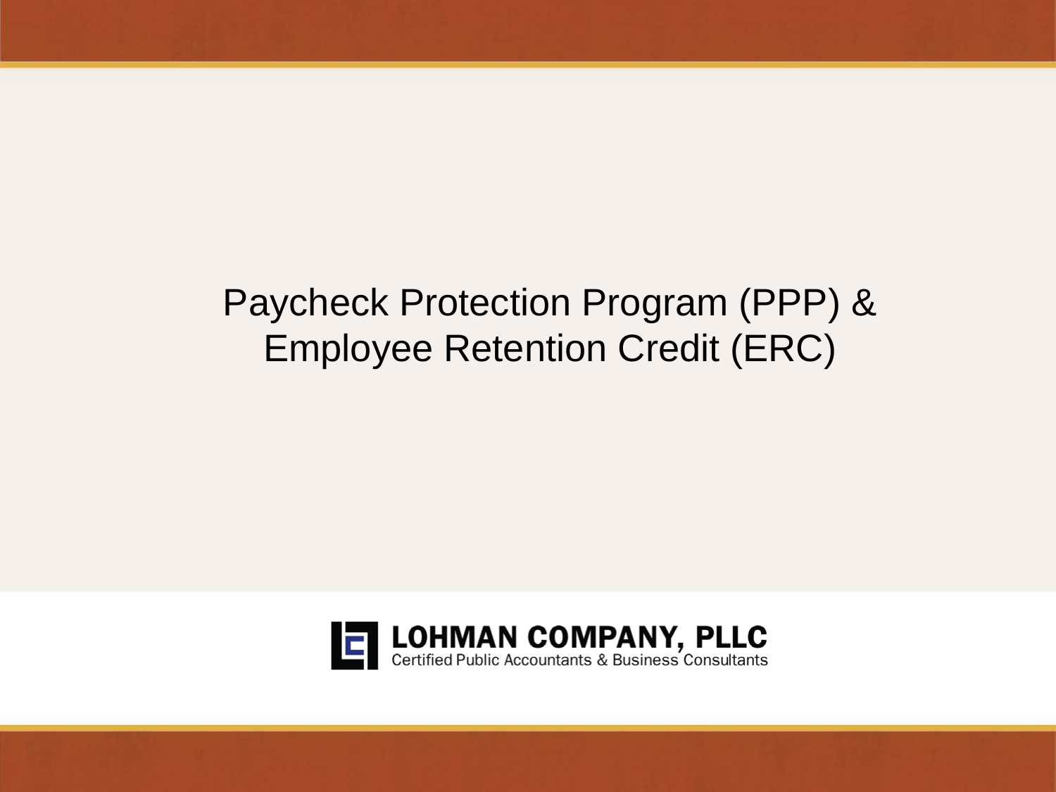# Paycheck Protection Program (PPP) & Employee Retention Credit (ERC)

**LOHMAN COMPANY, PLLC**
Certified Public Accountants & Business Consultants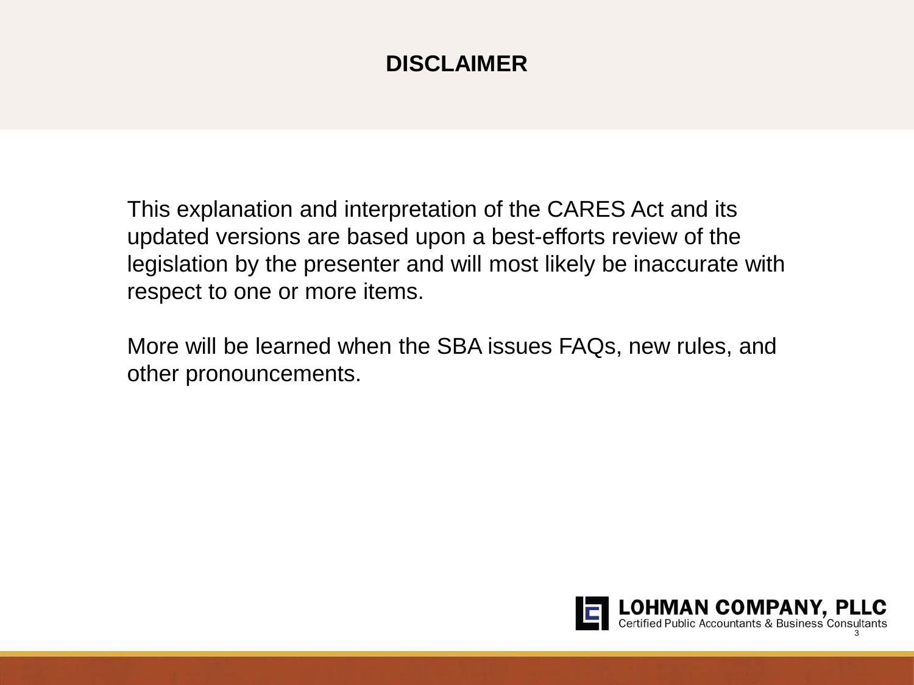# DISCLAIMER

This explanation and interpretation of the CARES Act and its updated versions are based upon a best-efforts review of the legislation by the presenter and will most likely be inaccurate with respect to one or more items.

More will be learned when the SBA issues FAQs, new rules, and other pronouncements.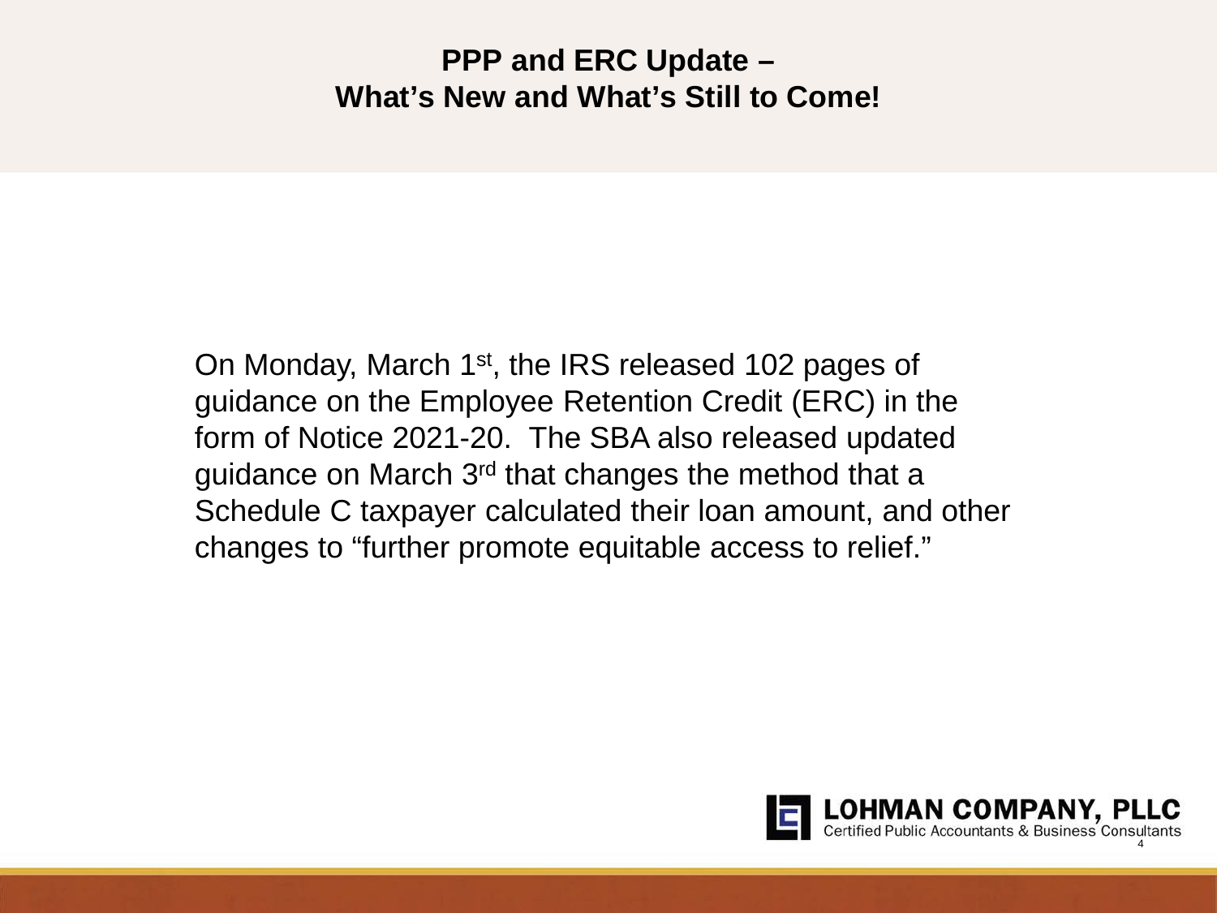## PPP and ERC Update – What's New and What's Still to Come!

On Monday, March 1st, the IRS released 102 pages of guidance on the Employee Retention Credit (ERC) in the form of Notice 2021-20. The SBA also released updated guidance on March 3rd that changes the method that a Schedule C taxpayer calculated their loan amount, and other changes to "further promote equitable access to relief."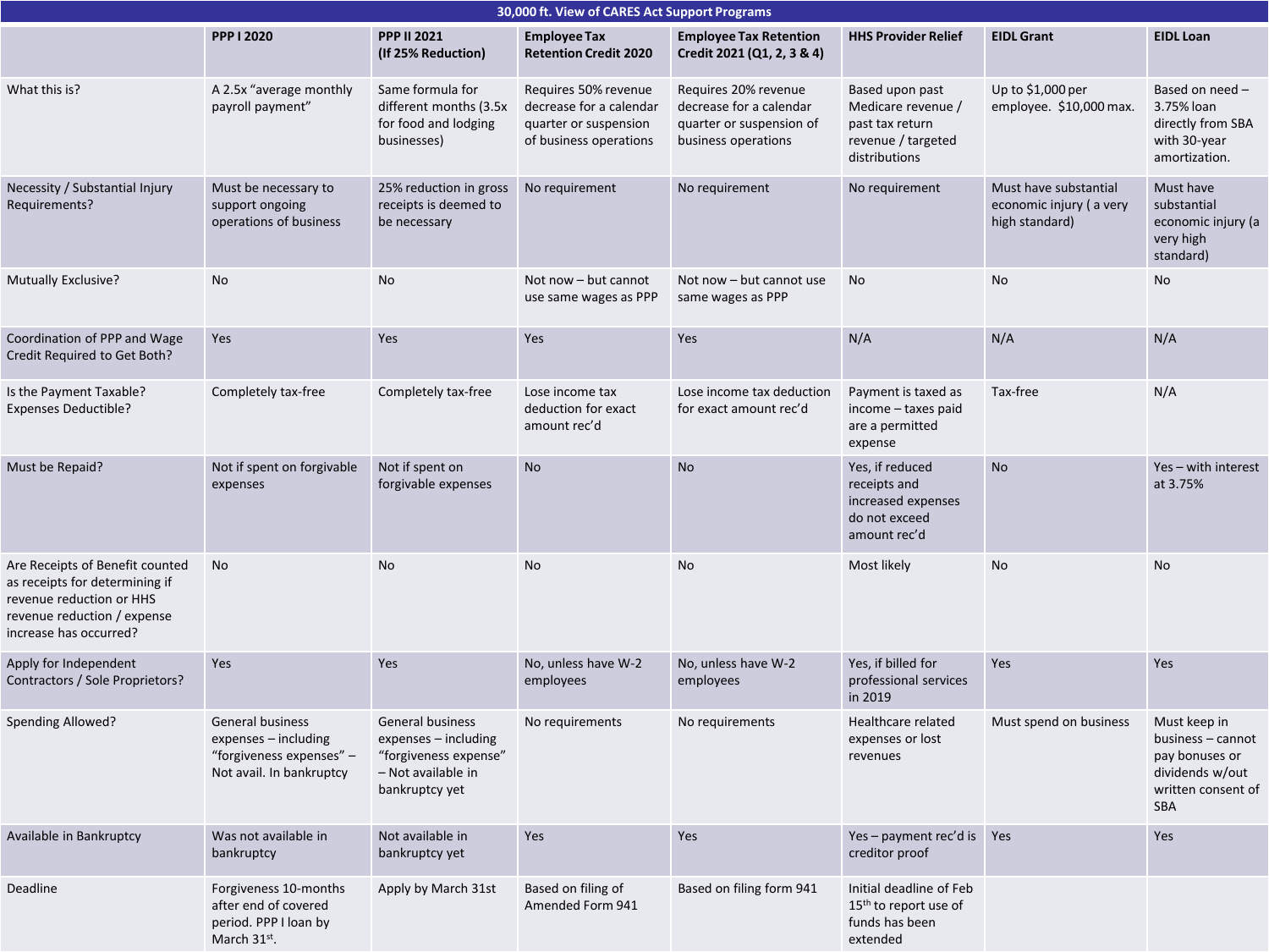| 30,000 ft. View of CARES Act Support Programs | | | | | | | |
|---|---|---|---|---|---|---|---|
| | **PPP I 2020** | **PPP II 2021 (If 25% Reduction)** | **Employee Tax Retention Credit 2020** | **Employee Tax Retention Credit 2021 (Q1, 2, 3 & 4)** | **HHS Provider Relief** | **EIDL Grant** | **EIDL Loan** |
| What this is? | A 2.5x "average monthly payroll payment" | Same formula for different months (3.5x for food and lodging businesses) | Requires 50% revenue decrease for a calendar quarter or suspension of business operations | Requires 20% revenue decrease for a calendar quarter or suspension of business operations | Based upon past Medicare revenue / past tax return revenue / targeted distributions | Up to $1,000 per employee. $10,000 max. | Based on need – 3.75% loan directly from SBA with 30-year amortization. |
| Necessity / Substantial Injury Requirements? | Must be necessary to support ongoing operations of business | 25% reduction in gross receipts is deemed to be necessary | No requirement | No requirement | No requirement | Must have substantial economic injury ( a very high standard) | Must have substantial economic injury (a very high standard) |
| Mutually Exclusive? | No | No | Not now – but cannot use same wages as PPP | Not now – but cannot use same wages as PPP | No | No | No |
| Coordination of PPP and Wage Credit Required to Get Both? | Yes | Yes | Yes | Yes | N/A | N/A | N/A |
| Is the Payment Taxable? Expenses Deductible? | Completely tax-free | Completely tax-free | Lose income tax deduction for exact amount rec'd | Lose income tax deduction for exact amount rec'd | Payment is taxed as income – taxes paid are a permitted expense | Tax-free | N/A |
| Must be Repaid? | Not if spent on forgivable expenses | Not if spent on forgivable expenses | No | No | Yes, if reduced receipts and increased expenses do not exceed amount rec'd | No | Yes – with interest at 3.75% |
| Are Receipts of Benefit counted as receipts for determining if revenue reduction or HHS revenue reduction / expense increase has occurred? | No | No | No | No | Most likely | No | No |
| Apply for Independent Contractors / Sole Proprietors? | Yes | Yes | No, unless have W-2 employees | No, unless have W-2 employees | Yes, if billed for professional services in 2019 | Yes | Yes |
| Spending Allowed? | General business expenses – including "forgiveness expenses" – Not avail. In bankruptcy | General business expenses – including "forgiveness expense" – Not available in bankruptcy yet | No requirements | No requirements | Healthcare related expenses or lost revenues | Must spend on business | Must keep in business – cannot pay bonuses or dividends w/out written consent of SBA |
| Available in Bankruptcy | Was not available in bankruptcy | Not available in bankruptcy yet | Yes | Yes | Yes – payment rec'd is creditor proof | Yes | Yes |
| Deadline | Forgiveness 10-months after end of covered period. PPP I loan by March 31st. | Apply by March 31st | Based on filing of Amended Form 941 | Based on filing form 941 | Initial deadline of Feb 15th to report use of funds has been extended | | |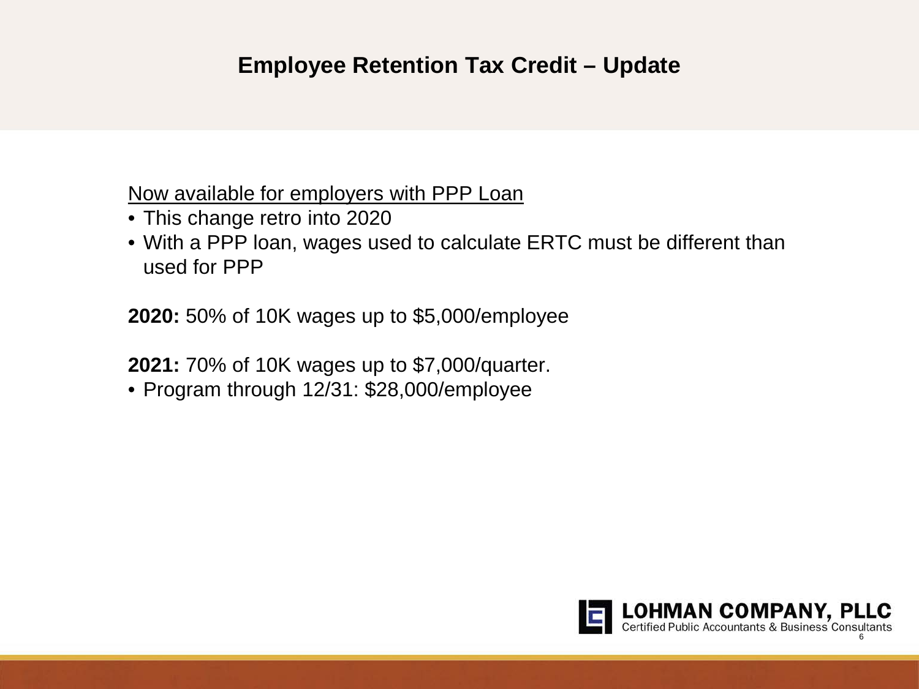# Employee Retention Tax Credit – Update

Now available for employers with PPP Loan

- This change retro into 2020
- With a PPP loan, wages used to calculate ERTC must be different than used for PPP

**2020:** 50% of 10K wages up to $5,000/employee

**2021:** 70% of 10K wages up to $7,000/quarter.

- Program through 12/31: $28,000/employee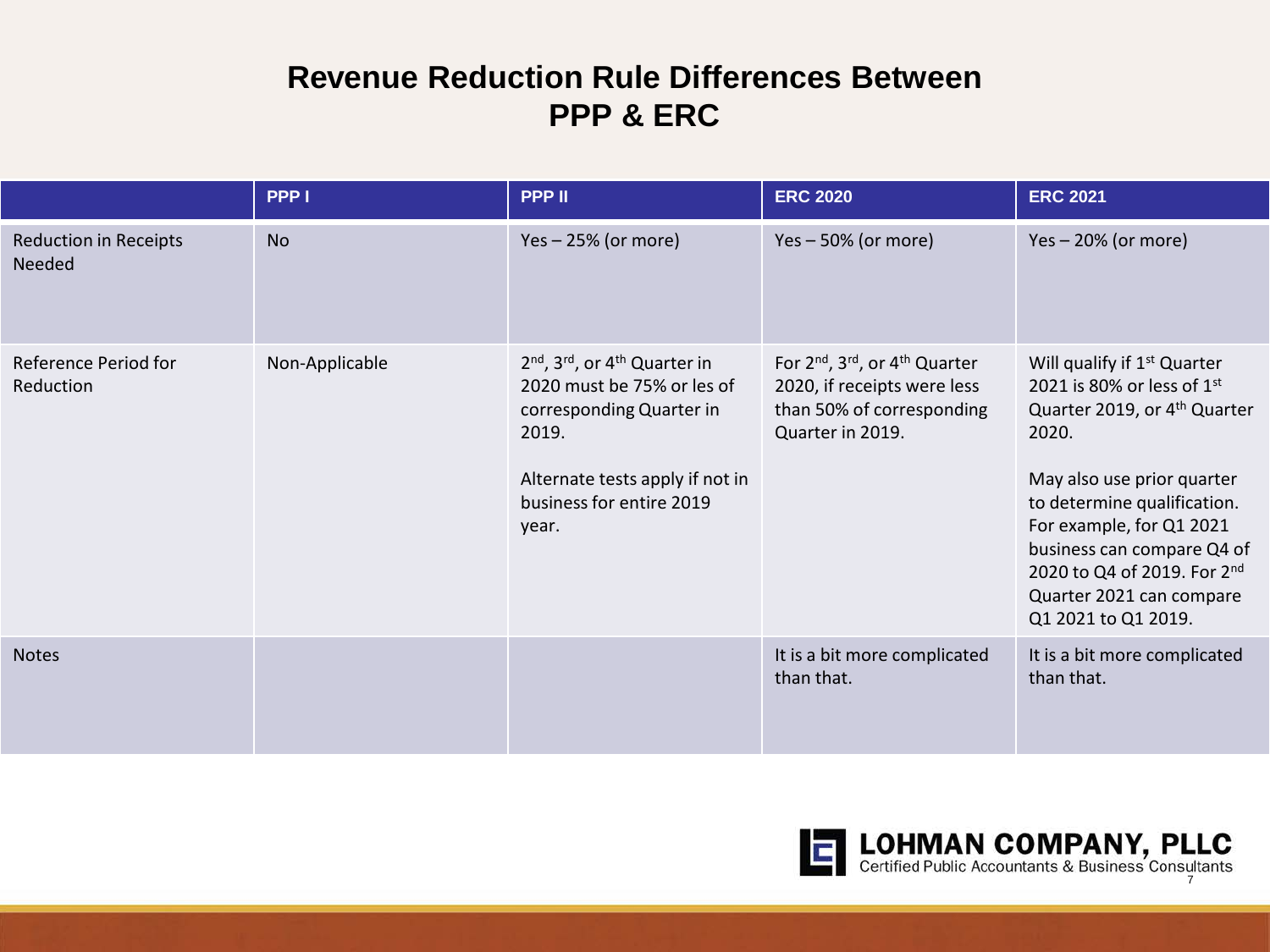# Revenue Reduction Rule Differences Between PPP & ERC

| | PPP I | PPP II | ERC 2020 | ERC 2021 |
|---|---|---|---|---|
| Reduction in Receipts Needed | No | Yes – 25% (or more) | Yes – 50% (or more) | Yes – 20% (or more) |
| Reference Period for Reduction | Non-Applicable | 2nd, 3rd, or 4th Quarter in 2020 must be 75% or les of corresponding Quarter in 2019.<br><br>Alternate tests apply if not in business for entire 2019 year. | For 2nd, 3rd, or 4th Quarter 2020, if receipts were less than 50% of corresponding Quarter in 2019. | Will qualify if 1st Quarter 2021 is 80% or less of 1st Quarter 2019, or 4th Quarter 2020.<br><br>May also use prior quarter to determine qualification. For example, for Q1 2021 business can compare Q4 of 2020 to Q4 of 2019. For 2nd Quarter 2021 can compare Q1 2021 to Q1 2019. |
| Notes | | | It is a bit more complicated than that. | It is a bit more complicated than that. |

**LOHMAN COMPANY, PLLC**
Certified Public Accountants & Business Consultants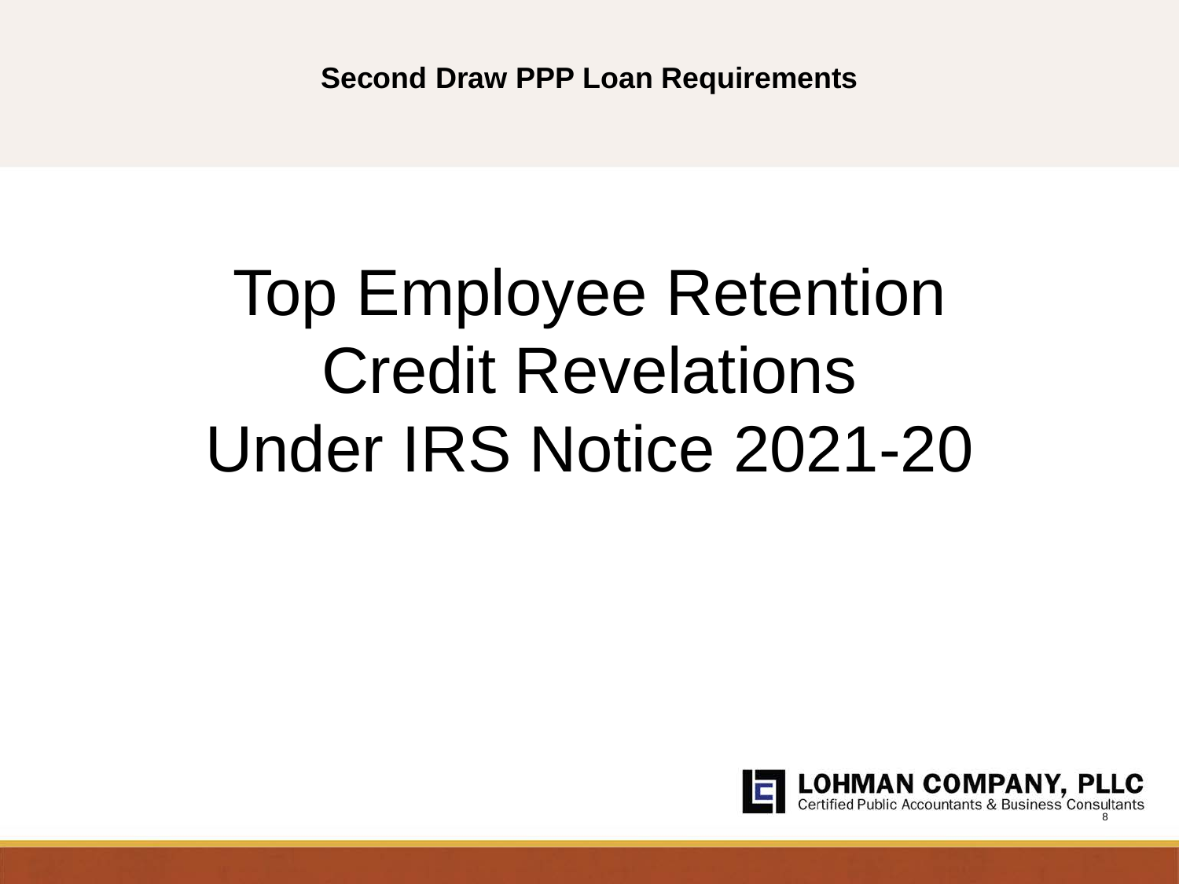Second Draw PPP Loan Requirements

# Top Employee Retention Credit Revelations Under IRS Notice 2021-20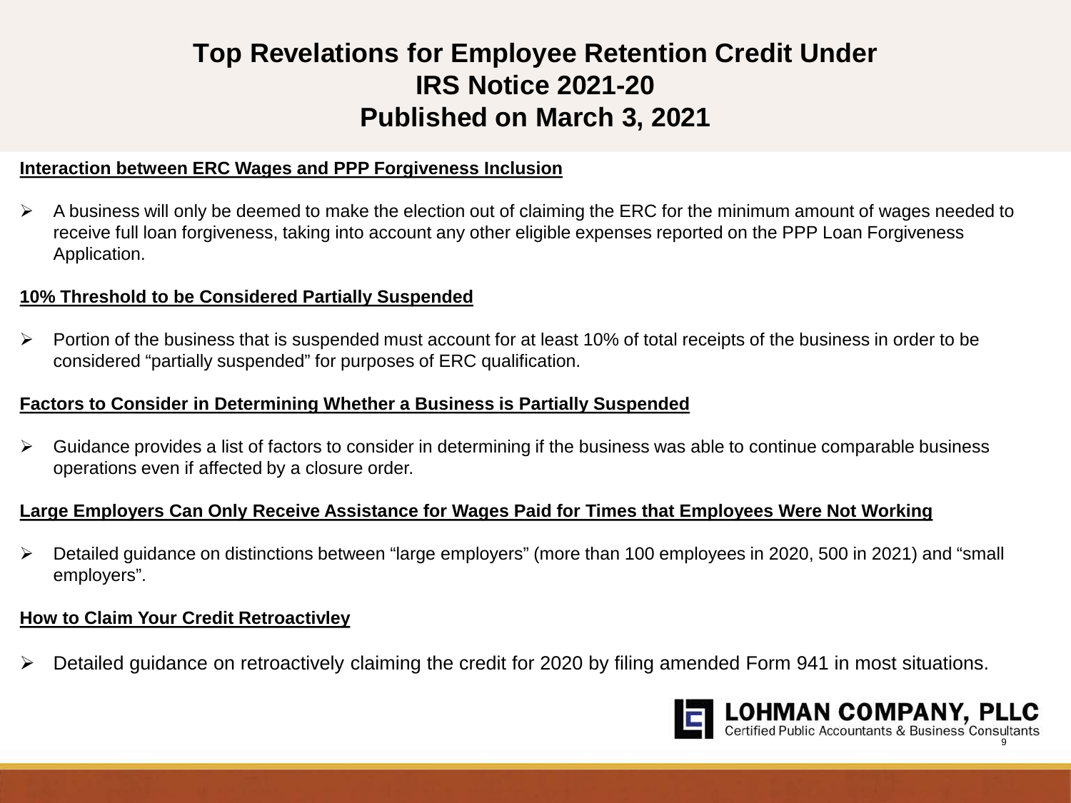# Top Revelations for Employee Retention Credit Under IRS Notice 2021-20 Published on March 3, 2021

**Interaction between ERC Wages and PPP Forgiveness Inclusion**

- A business will only be deemed to make the election out of claiming the ERC for the minimum amount of wages needed to receive full loan forgiveness, taking into account any other eligible expenses reported on the PPP Loan Forgiveness Application.

**10% Threshold to be Considered Partially Suspended**

- Portion of the business that is suspended must account for at least 10% of total receipts of the business in order to be considered "partially suspended" for purposes of ERC qualification.

**Factors to Consider in Determining Whether a Business is Partially Suspended**

- Guidance provides a list of factors to consider in determining if the business was able to continue comparable business operations even if affected by a closure order.

**Large Employers Can Only Receive Assistance for Wages Paid for Times that Employees Were Not Working**

- Detailed guidance on distinctions between "large employers" (more than 100 employees in 2020, 500 in 2021) and "small employers".

**How to Claim Your Credit Retroactivley**

- Detailed guidance on retroactively claiming the credit for 2020 by filing amended Form 941 in most situations.

LOHMAN COMPANY, PLLC
Certified Public Accountants & Business Consultants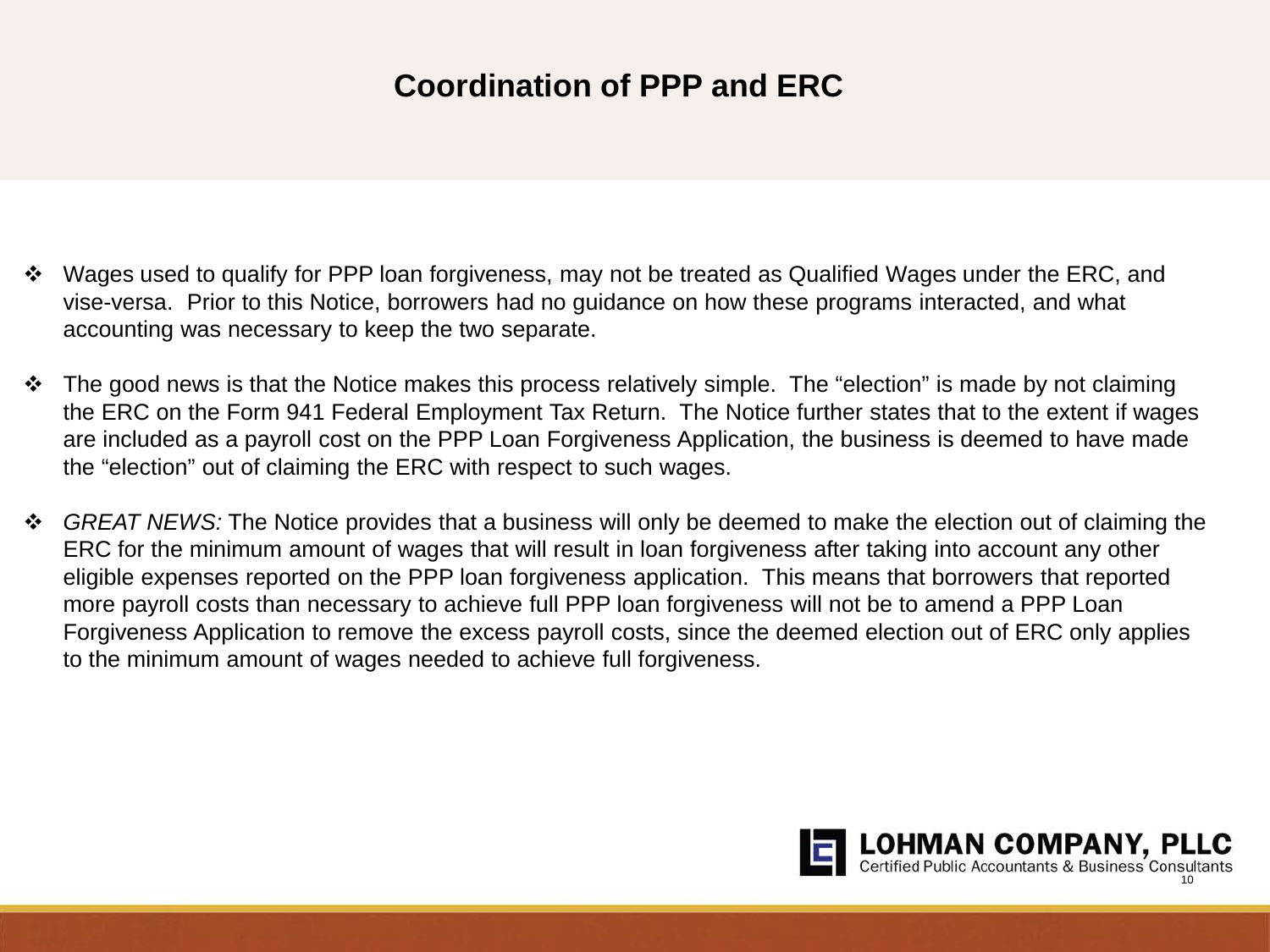# Coordination of PPP and ERC

- Wages used to qualify for PPP loan forgiveness, may not be treated as Qualified Wages under the ERC, and vise-versa. Prior to this Notice, borrowers had no guidance on how these programs interacted, and what accounting was necessary to keep the two separate.
- The good news is that the Notice makes this process relatively simple. The "election" is made by not claiming the ERC on the Form 941 Federal Employment Tax Return. The Notice further states that to the extent if wages are included as a payroll cost on the PPP Loan Forgiveness Application, the business is deemed to have made the "election" out of claiming the ERC with respect to such wages.
- *GREAT NEWS:* The Notice provides that a business will only be deemed to make the election out of claiming the ERC for the minimum amount of wages that will result in loan forgiveness after taking into account any other eligible expenses reported on the PPP loan forgiveness application. This means that borrowers that reported more payroll costs than necessary to achieve full PPP loan forgiveness will not be to amend a PPP Loan Forgiveness Application to remove the excess payroll costs, since the deemed election out of ERC only applies to the minimum amount of wages needed to achieve full forgiveness.

**LOHMAN COMPANY, PLLC**
Certified Public Accountants & Business Consultants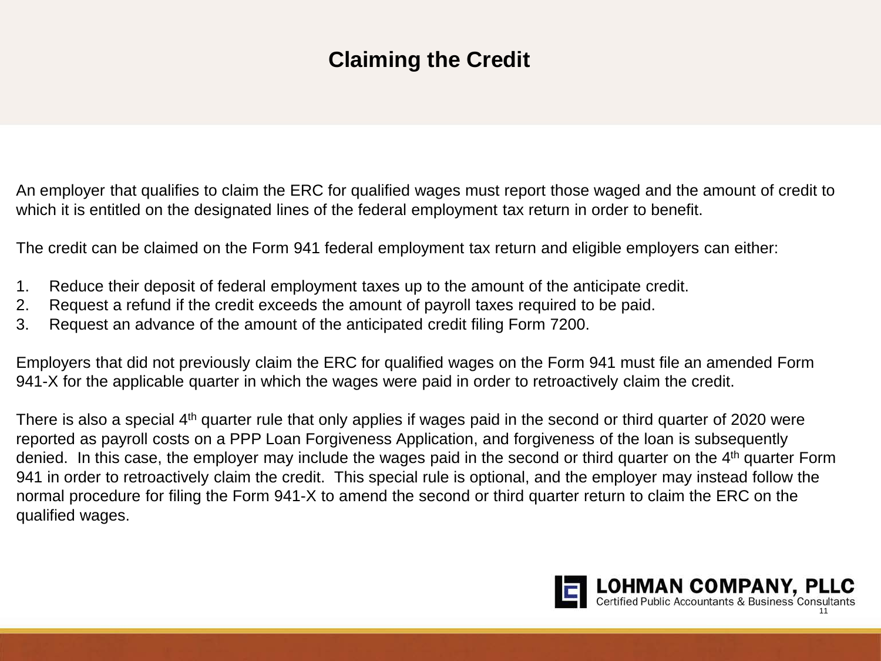# Claiming the Credit

An employer that qualifies to claim the ERC for qualified wages must report those waged and the amount of credit to which it is entitled on the designated lines of the federal employment tax return in order to benefit.

The credit can be claimed on the Form 941 federal employment tax return and eligible employers can either:

1. Reduce their deposit of federal employment taxes up to the amount of the anticipate credit.
2. Request a refund if the credit exceeds the amount of payroll taxes required to be paid.
3. Request an advance of the amount of the anticipated credit filing Form 7200.

Employers that did not previously claim the ERC for qualified wages on the Form 941 must file an amended Form 941-X for the applicable quarter in which the wages were paid in order to retroactively claim the credit.

There is also a special 4th quarter rule that only applies if wages paid in the second or third quarter of 2020 were reported as payroll costs on a PPP Loan Forgiveness Application, and forgiveness of the loan is subsequently denied. In this case, the employer may include the wages paid in the second or third quarter on the 4th quarter Form 941 in order to retroactively claim the credit. This special rule is optional, and the employer may instead follow the normal procedure for filing the Form 941-X to amend the second or third quarter return to claim the ERC on the qualified wages.

LOHMAN COMPANY, PLLC
Certified Public Accountants & Business Consultants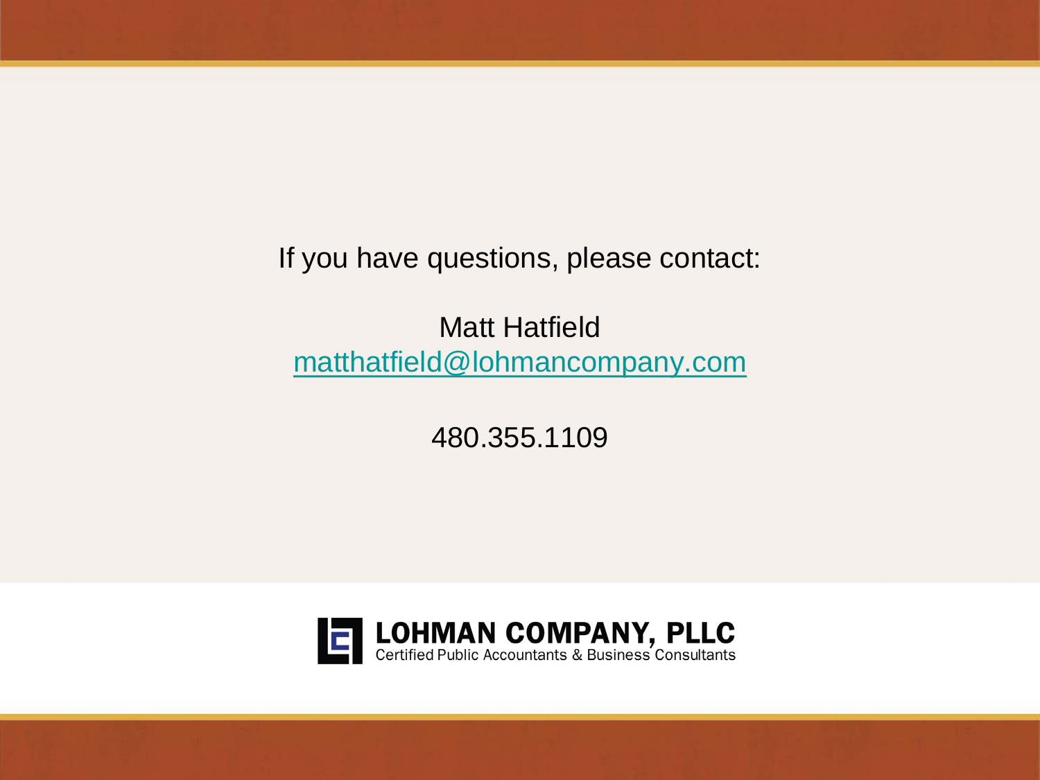If you have questions, please contact:

Matt Hatfield
matthatfield@lohmancompany.com

480.355.1109

**LOHMAN COMPANY, PLLC**
Certified Public Accountants & Business Consultants